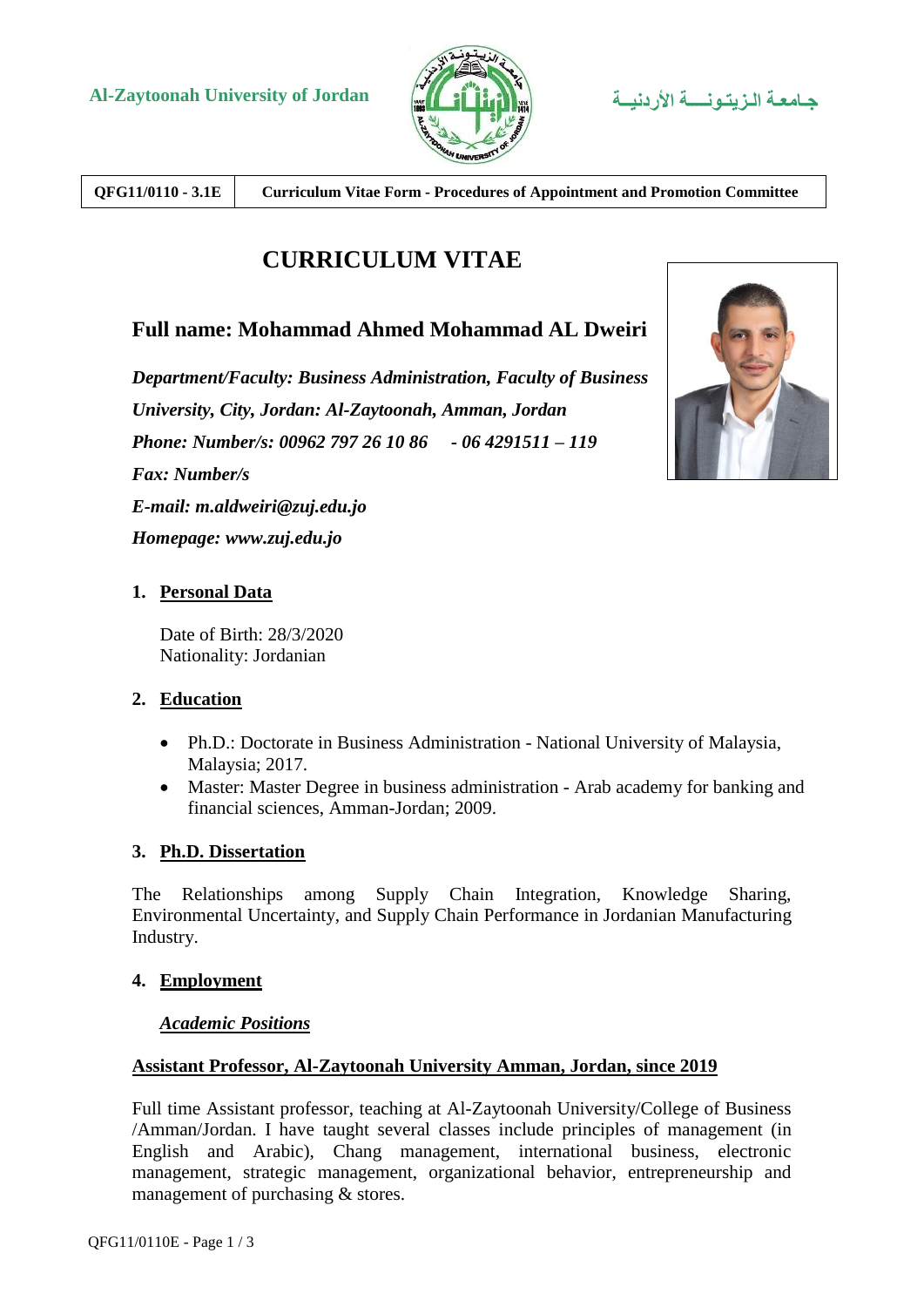**Al-Zaytoonah University of Jordan** جـامعـة الـزيـتـونـــة الأردنيــة

| QFG11/0110 - 3.1E | Curriculum Vitae Form - Procedures of Appointment and Promotion Committee |
|---|---|

# CURRICULUM VITAE

## Full name: Mohammad Ahmed Mohammad AL Dweiri

***Department/Faculty: Business Administration, Faculty of Business***

***University, City, Jordan: Al-Zaytoonah, Amman, Jordan***

***Phone: Number/s: 00962 797 26 10 86 - 06 4291511 – 119***

***Fax: Number/s***

***E-mail: m.aldweiri@zuj.edu.jo***

***Homepage: www.zuj.edu.jo***

### 1. Personal Data

Date of Birth: 28/3/2020
Nationality: Jordanian

### 2. Education

- Ph.D.: Doctorate in Business Administration - National University of Malaysia, Malaysia; 2017.
- Master: Master Degree in business administration - Arab academy for banking and financial sciences, Amman-Jordan; 2009.

### 3. Ph.D. Dissertation

The Relationships among Supply Chain Integration, Knowledge Sharing, Environmental Uncertainty, and Supply Chain Performance in Jordanian Manufacturing Industry.

### 4. Employment

***Academic Positions***

**Assistant Professor, Al-Zaytoonah University Amman, Jordan, since 2019**

Full time Assistant professor, teaching at Al-Zaytoonah University/College of Business /Amman/Jordan. I have taught several classes include principles of management (in English and Arabic), Chang management, international business, electronic management, strategic management, organizational behavior, entrepreneurship and management of purchasing & stores.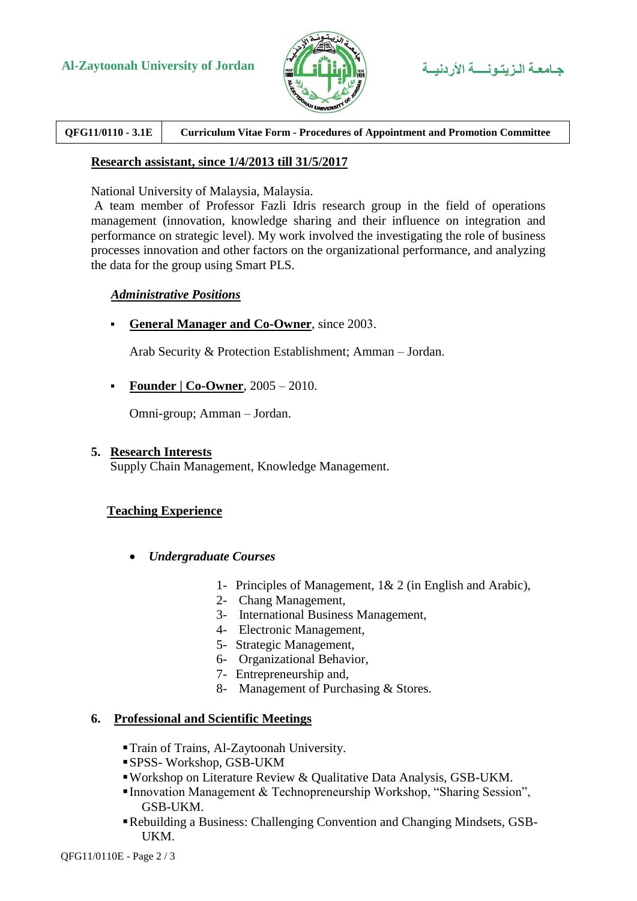**Research assistant, since 1/4/2013 till 31/5/2017**

National University of Malaysia, Malaysia.

A team member of Professor Fazli Idris research group in the field of operations management (innovation, knowledge sharing and their influence on integration and performance on strategic level). My work involved the investigating the role of business processes innovation and other factors on the organizational performance, and analyzing the data for the group using Smart PLS.

***Administrative Positions***

- **General Manager and Co-Owner**, since 2003.

  Arab Security & Protection Establishment; Amman – Jordan.

- **Founder | Co-Owner**, 2005 – 2010.

  Omni-group; Amman – Jordan.

## 5. Research Interests

Supply Chain Management, Knowledge Management.

## Teaching Experience

- ***Undergraduate Courses***

  1- Principles of Management, 1& 2 (in English and Arabic),
  2- Chang Management,
  3- International Business Management,
  4- Electronic Management,
  5- Strategic Management,
  6- Organizational Behavior,
  7- Entrepreneurship and,
  8- Management of Purchasing & Stores.

## 6. Professional and Scientific Meetings

- Train of Trains, Al-Zaytoonah University.
- SPSS- Workshop, GSB-UKM
- Workshop on Literature Review & Qualitative Data Analysis, GSB-UKM.
- Innovation Management & Technopreneurship Workshop, "Sharing Session", GSB-UKM.
- Rebuilding a Business: Challenging Convention and Changing Mindsets, GSB-UKM.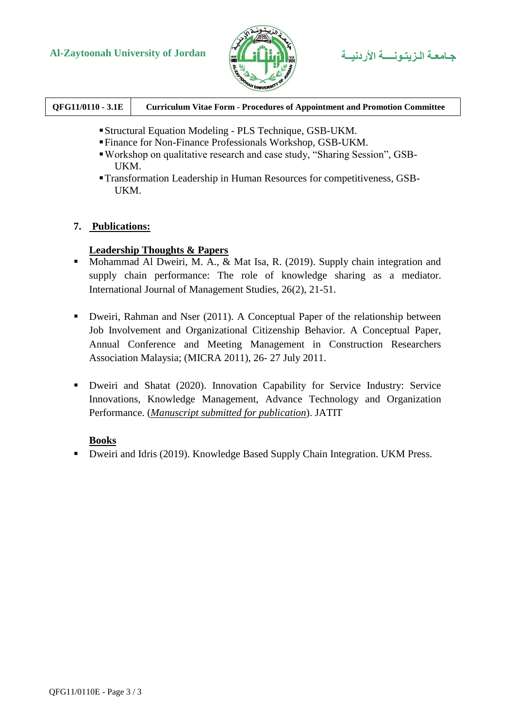- Structural Equation Modeling - PLS Technique, GSB-UKM.
- Finance for Non-Finance Professionals Workshop, GSB-UKM.
- Workshop on qualitative research and case study, "Sharing Session", GSB-UKM.
- Transformation Leadership in Human Resources for competitiveness, GSB-UKM.

## 7. **Publications:**

### **Leadership Thoughts & Papers**

- Mohammad Al Dweiri, M. A., & Mat Isa, R. (2019). Supply chain integration and supply chain performance: The role of knowledge sharing as a mediator. International Journal of Management Studies, 26(2), 21-51.

- Dweiri, Rahman and Nser (2011). A Conceptual Paper of the relationship between Job Involvement and Organizational Citizenship Behavior. A Conceptual Paper, Annual Conference and Meeting Management in Construction Researchers Association Malaysia; (MICRA 2011), 26- 27 July 2011.

- Dweiri and Shatat (2020). Innovation Capability for Service Industry: Service Innovations, Knowledge Management, Advance Technology and Organization Performance. (*Manuscript submitted for publication*). JATIT

### **Books**

- Dweiri and Idris (2019). Knowledge Based Supply Chain Integration. UKM Press.